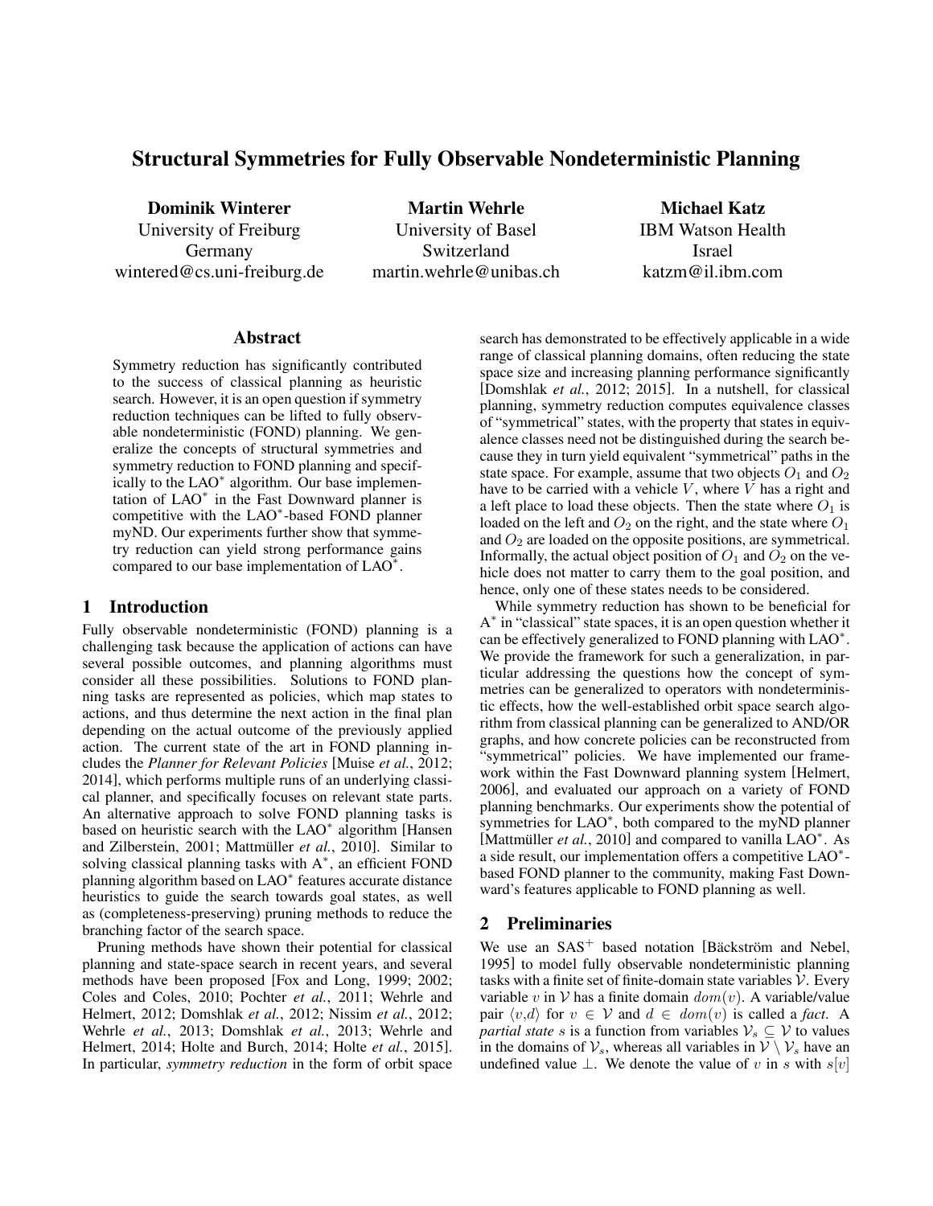# Structural Symmetries for Fully Observable Nondeterministic Planning

**Dominik Winterer**
University of Freiburg
Germany
wintered@cs.uni-freiburg.de

**Martin Wehrle**
University of Basel
Switzerland
martin.wehrle@unibas.ch

**Michael Katz**
IBM Watson Health
Israel
katzm@il.ibm.com

## Abstract

Symmetry reduction has significantly contributed to the success of classical planning as heuristic search. However, it is an open question if symmetry reduction techniques can be lifted to fully observable nondeterministic (FOND) planning. We generalize the concepts of structural symmetries and symmetry reduction to FOND planning and specifically to the LAO$^*$ algorithm. Our base implementation of LAO$^*$ in the Fast Downward planner is competitive with the LAO$^*$-based FOND planner myND. Our experiments further show that symmetry reduction can yield strong performance gains compared to our base implementation of LAO$^*$.

## 1 Introduction

Fully observable nondeterministic (FOND) planning is a challenging task because the application of actions can have several possible outcomes, and planning algorithms must consider all these possibilities. Solutions to FOND planning tasks are represented as policies, which map states to actions, and thus determine the next action in the final plan depending on the actual outcome of the previously applied action. The current state of the art in FOND planning includes the *Planner for Relevant Policies* [Muise *et al.*, 2012; 2014], which performs multiple runs of an underlying classical planner, and specifically focuses on relevant state parts. An alternative approach to solve FOND planning tasks is based on heuristic search with the LAO$^*$ algorithm [Hansen and Zilberstein, 2001; Mattmüller *et al.*, 2010]. Similar to solving classical planning tasks with A$^*$, an efficient FOND planning algorithm based on LAO$^*$ features accurate distance heuristics to guide the search towards goal states, as well as (completeness-preserving) pruning methods to reduce the branching factor of the search space.

Pruning methods have shown their potential for classical planning and state-space search in recent years, and several methods have been proposed [Fox and Long, 1999; 2002; Coles and Coles, 2010; Pochter *et al.*, 2011; Wehrle and Helmert, 2012; Domshlak *et al.*, 2012; Nissim *et al.*, 2012; Wehrle *et al.*, 2013; Domshlak *et al.*, 2013; Wehrle and Helmert, 2014; Holte and Burch, 2014; Holte *et al.*, 2015]. In particular, *symmetry reduction* in the form of orbit space search has demonstrated to be effectively applicable in a wide range of classical planning domains, often reducing the state space size and increasing planning performance significantly [Domshlak *et al.*, 2012; 2015]. In a nutshell, for classical planning, symmetry reduction computes equivalence classes of "symmetrical" states, with the property that states in equivalence classes need not be distinguished during the search because they in turn yield equivalent "symmetrical" paths in the state space. For example, assume that two objects $O_1$ and $O_2$ have to be carried with a vehicle $V$, where $V$ has a right and a left place to load these objects. Then the state where $O_1$ is loaded on the left and $O_2$ on the right, and the state where $O_1$ and $O_2$ are loaded on the opposite positions, are symmetrical. Informally, the actual object position of $O_1$ and $O_2$ on the vehicle does not matter to carry them to the goal position, and hence, only one of these states needs to be considered.

While symmetry reduction has shown to be beneficial for A$^*$ in "classical" state spaces, it is an open question whether it can be effectively generalized to FOND planning with LAO$^*$. We provide the framework for such a generalization, in particular addressing the questions how the concept of symmetries can be generalized to operators with nondeterministic effects, how the well-established orbit space search algorithm from classical planning can be generalized to AND/OR graphs, and how concrete policies can be reconstructed from "symmetrical" policies. We have implemented our framework within the Fast Downward planning system [Helmert, 2006], and evaluated our approach on a variety of FOND planning benchmarks. Our experiments show the potential of symmetries for LAO$^*$, both compared to the myND planner [Mattmüller *et al.*, 2010] and compared to vanilla LAO$^*$. As a side result, our implementation offers a competitive LAO$^*$-based FOND planner to the community, making Fast Downward's features applicable to FOND planning as well.

## 2 Preliminaries

We use an SAS$^+$ based notation [Bäckström and Nebel, 1995] to model fully observable nondeterministic planning tasks with a finite set of finite-domain state variables $\mathcal{V}$. Every variable $v$ in $\mathcal{V}$ has a finite domain $dom(v)$. A variable/value pair $\langle v,d \rangle$ for $v \in \mathcal{V}$ and $d \in dom(v)$ is called a *fact*. A *partial state* $s$ is a function from variables $\mathcal{V}_s \subseteq \mathcal{V}$ to values in the domains of $\mathcal{V}_s$, whereas all variables in $\mathcal{V} \setminus \mathcal{V}_s$ have an undefined value $\perp$. We denote the value of $v$ in $s$ with $s[v]$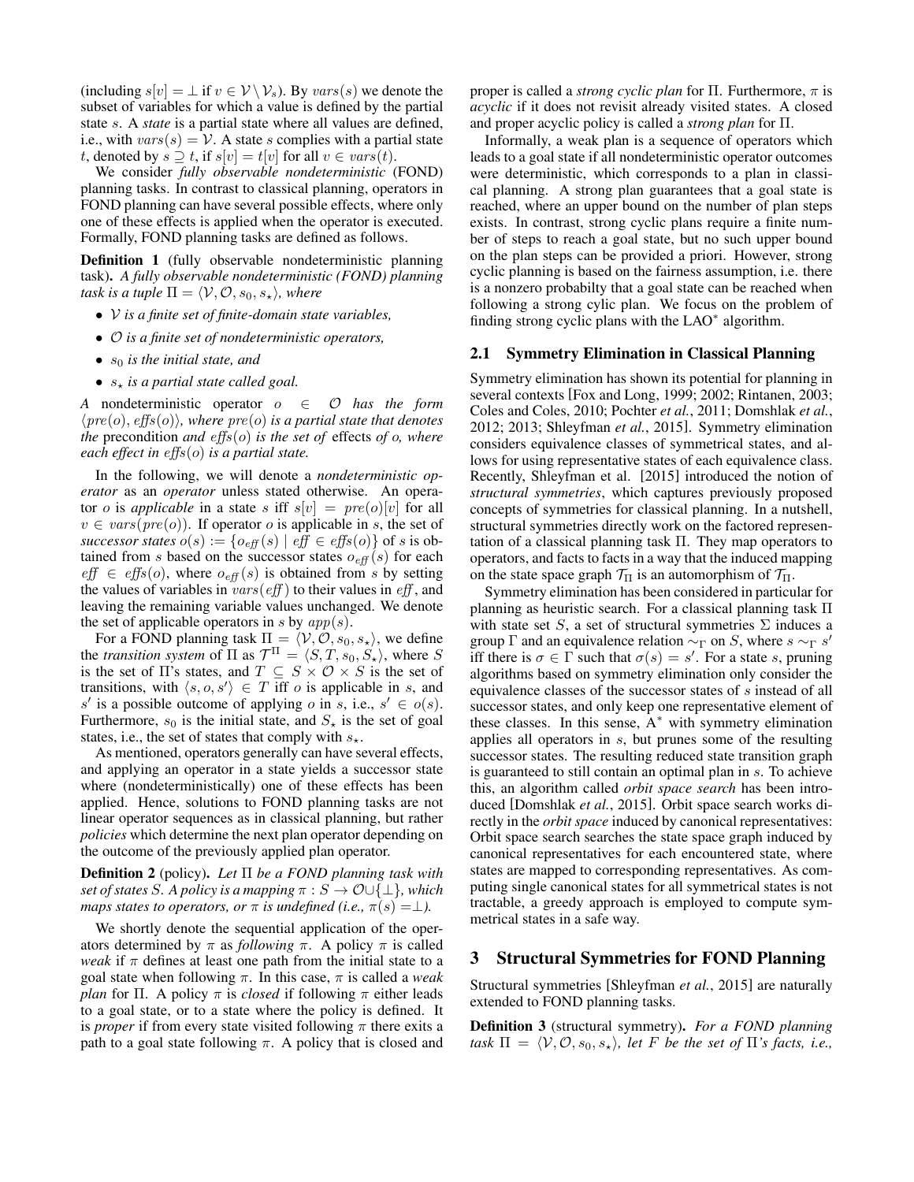(including $s[v] = \bot$ if $v \in \mathcal{V} \setminus \mathcal{V}_s$). By $vars(s)$ we denote the subset of variables for which a value is defined by the partial state $s$. A *state* is a partial state where all values are defined, i.e., with $vars(s) = \mathcal{V}$. A state $s$ complies with a partial state $t$, denoted by $s \supseteq t$, if $s[v] = t[v]$ for all $v \in vars(t)$.

We consider *fully observable nondeterministic* (FOND) planning tasks. In contrast to classical planning, operators in FOND planning can have several possible effects, where only one of these effects is applied when the operator is executed. Formally, FOND planning tasks are defined as follows.

**Definition 1** (fully observable nondeterministic planning task)**.** *A fully observable nondeterministic (FOND) planning task is a tuple $\Pi = \langle \mathcal{V}, \mathcal{O}, s_0, s_\star \rangle$, where*

- *$\mathcal{V}$ is a finite set of finite-domain state variables,*
- *$\mathcal{O}$ is a finite set of nondeterministic operators,*
- *$s_0$ is the initial state, and*
- *$s_\star$ is a partial state called goal.*

*A nondeterministic operator $o \in \mathcal{O}$ has the form $\langle pre(o), effs(o) \rangle$, where $pre(o)$ is a partial state that denotes the* precondition *and $effs(o)$ is the set of* effects *of $o$, where each effect in $effs(o)$ is a partial state.*

In the following, we will denote a *nondeterministic operator* as an *operator* unless stated otherwise. An operator $o$ is *applicable* in a state $s$ iff $s[v] = pre(o)[v]$ for all $v \in vars(pre(o))$. If operator $o$ is applicable in $s$, the set of *successor states* $o(s) := \{o_{eff}(s) \mid eff \in effs(o)\}$ of $s$ is obtained from $s$ based on the successor states $o_{eff}(s)$ for each $eff \in effs(o)$, where $o_{eff}(s)$ is obtained from $s$ by setting the values of variables in $vars(eff)$ to their values in $eff$, and leaving the remaining variable values unchanged. We denote the set of applicable operators in $s$ by $app(s)$.

For a FOND planning task $\Pi = \langle \mathcal{V}, \mathcal{O}, s_0, s_\star \rangle$, we define the *transition system* of $\Pi$ as $\mathcal{T}^\Pi = \langle S, T, s_0, S_\star \rangle$, where $S$ is the set of $\Pi$'s states, and $T \subseteq S \times \mathcal{O} \times S$ is the set of transitions, with $\langle s, o, s' \rangle \in T$ iff $o$ is applicable in $s$, and $s'$ is a possible outcome of applying $o$ in $s$, i.e., $s' \in o(s)$. Furthermore, $s_0$ is the initial state, and $S_\star$ is the set of goal states, i.e., the set of states that comply with $s_\star$.

As mentioned, operators generally can have several effects, and applying an operator in a state yields a successor state where (nondeterministically) one of these effects has been applied. Hence, solutions to FOND planning tasks are not linear operator sequences as in classical planning, but rather *policies* which determine the next plan operator depending on the outcome of the previously applied plan operator.

**Definition 2** (policy)**.** *Let $\Pi$ be a FOND planning task with set of states $S$. A policy is a mapping $\pi : S \to \mathcal{O} \cup \{\bot\}$, which maps states to operators, or $\pi$ is undefined (i.e., $\pi(s) = \bot$).*

We shortly denote the sequential application of the operators determined by $\pi$ as *following* $\pi$. A policy $\pi$ is called *weak* if $\pi$ defines at least one path from the initial state to a goal state when following $\pi$. In this case, $\pi$ is called a *weak plan* for $\Pi$. A policy $\pi$ is *closed* if following $\pi$ either leads to a goal state, or to a state where the policy is defined. It is *proper* if from every state visited following $\pi$ there exits a path to a goal state following $\pi$. A policy that is closed and proper is called a *strong cyclic plan* for $\Pi$. Furthermore, $\pi$ is *acyclic* if it does not revisit already visited states. A closed and proper acyclic policy is called a *strong plan* for $\Pi$.

Informally, a weak plan is a sequence of operators which leads to a goal state if all nondeterministic operator outcomes were deterministic, which corresponds to a plan in classical planning. A strong plan guarantees that a goal state is reached, where an upper bound on the number of plan steps exists. In contrast, strong cyclic plans require a finite number of steps to reach a goal state, but no such upper bound on the plan steps can be provided a priori. However, strong cyclic planning is based on the fairness assumption, i.e. there is a nonzero probabilty that a goal state can be reached when following a strong cylic plan. We focus on the problem of finding strong cyclic plans with the LAO$^*$ algorithm.

## 2.1 Symmetry Elimination in Classical Planning

Symmetry elimination has shown its potential for planning in several contexts [Fox and Long, 1999; 2002; Rintanen, 2003; Coles and Coles, 2010; Pochter *et al.*, 2011; Domshlak *et al.*, 2012; 2013; Shleyfman *et al.*, 2015]. Symmetry elimination considers equivalence classes of symmetrical states, and allows for using representative states of each equivalence class. Recently, Shleyfman et al. [2015] introduced the notion of *structural symmetries*, which captures previously proposed concepts of symmetries for classical planning. In a nutshell, structural symmetries directly work on the factored representation of a classical planning task $\Pi$. They map operators to operators, and facts to facts in a way that the induced mapping on the state space graph $\mathcal{T}_\Pi$ is an automorphism of $\mathcal{T}_\Pi$.

Symmetry elimination has been considered in particular for planning as heuristic search. For a classical planning task $\Pi$ with state set $S$, a set of structural symmetries $\Sigma$ induces a group $\Gamma$ and an equivalence relation $\sim_\Gamma$ on $S$, where $s \sim_\Gamma s'$ iff there is $\sigma \in \Gamma$ such that $\sigma(s) = s'$. For a state $s$, pruning algorithms based on symmetry elimination only consider the equivalence classes of the successor states of $s$ instead of all successor states, and only keep one representative element of these classes. In this sense, A$^*$ with symmetry elimination applies all operators in $s$, but prunes some of the resulting successor states. The resulting reduced state transition graph is guaranteed to still contain an optimal plan in $s$. To achieve this, an algorithm called *orbit space search* has been introduced [Domshlak *et al.*, 2015]. Orbit space search works directly in the *orbit space* induced by canonical representatives: Orbit space search searches the state space graph induced by canonical representatives for each encountered state, where states are mapped to corresponding representatives. As computing single canonical states for all symmetrical states is not tractable, a greedy approach is employed to compute symmetrical states in a safe way.

# 3 Structural Symmetries for FOND Planning

Structural symmetries [Shleyfman *et al.*, 2015] are naturally extended to FOND planning tasks.

**Definition 3** (structural symmetry)**.** *For a FOND planning task $\Pi = \langle \mathcal{V}, \mathcal{O}, s_0, s_\star \rangle$, let $F$ be the set of $\Pi$'s facts, i.e.,*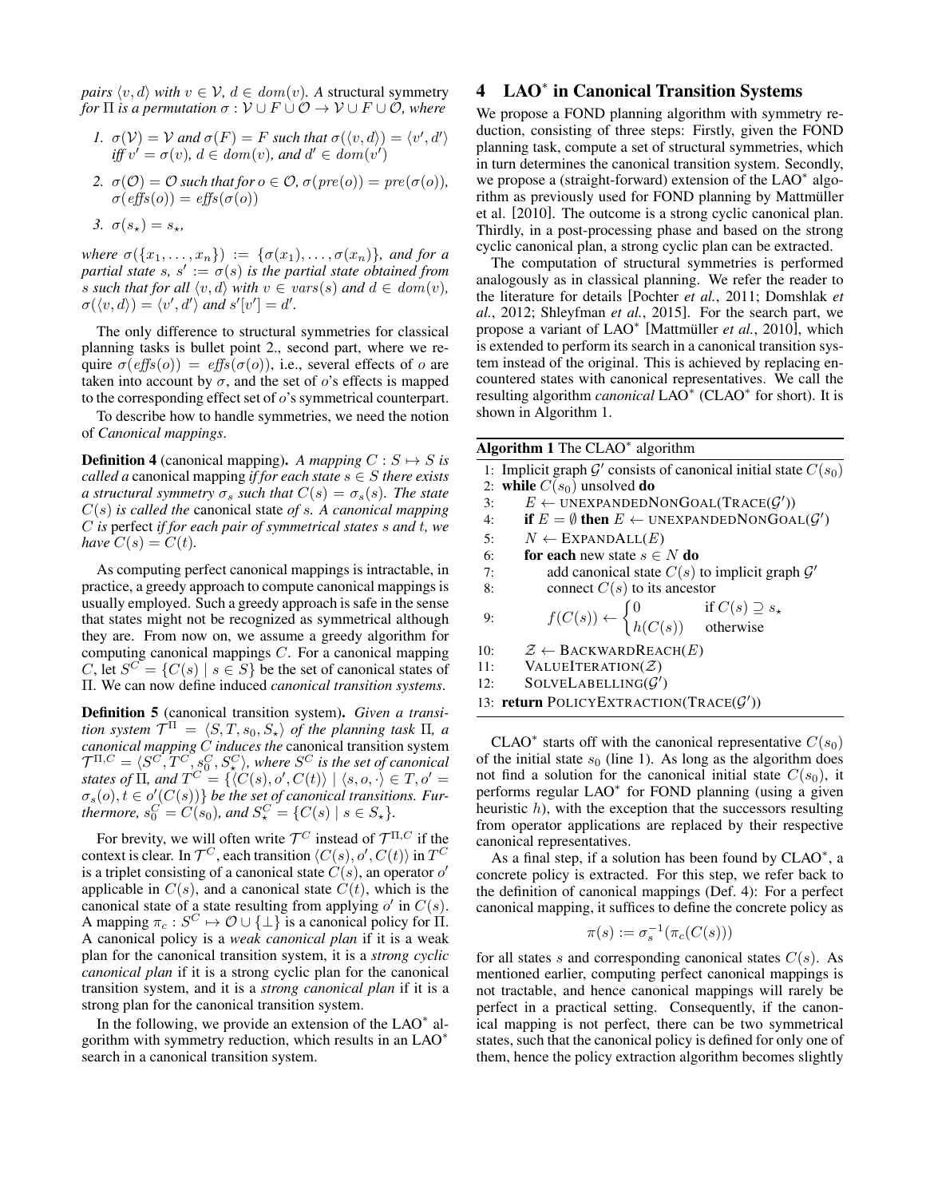*pairs $\langle v, d\rangle$ with $v \in \mathcal{V}$, $d \in dom(v)$. A* structural symmetry *for $\Pi$ is a permutation $\sigma : \mathcal{V} \cup F \cup \mathcal{O} \to \mathcal{V} \cup F \cup \mathcal{O}$, where*

1. *$\sigma(\mathcal{V}) = \mathcal{V}$ and $\sigma(F) = F$ such that $\sigma(\langle v, d\rangle) = \langle v', d'\rangle$ iff $v' = \sigma(v)$, $d \in dom(v)$, and $d' \in dom(v')$*
2. *$\sigma(\mathcal{O}) = \mathcal{O}$ such that for $o \in \mathcal{O}$, $\sigma(pre(o)) = pre(\sigma(o))$, $\sigma(effs(o)) = effs(\sigma(o))$*
3. *$\sigma(s_\star) = s_\star$,*

*where $\sigma(\{x_1, \ldots, x_n\}) := \{\sigma(x_1), \ldots, \sigma(x_n)\}$, and for a partial state $s$, $s' := \sigma(s)$ is the partial state obtained from $s$ such that for all $\langle v, d\rangle$ with $v \in vars(s)$ and $d \in dom(v)$, $\sigma(\langle v, d\rangle) = \langle v', d'\rangle$ and $s'[v'] = d'$.*

The only difference to structural symmetries for classical planning tasks is bullet point 2., second part, where we require $\sigma(effs(o)) = effs(\sigma(o))$, i.e., several effects of $o$ are taken into account by $\sigma$, and the set of $o$'s effects is mapped to the corresponding effect set of $o$'s symmetrical counterpart.

To describe how to handle symmetries, we need the notion of *Canonical mappings*.

**Definition 4** (canonical mapping)**.** *A mapping $C : S \mapsto S$ is called a* canonical mapping *if for each state $s \in S$ there exists a structural symmetry $\sigma_s$ such that $C(s) = \sigma_s(s)$. The state $C(s)$ is called the* canonical state *of $s$. A canonical mapping $C$ is* perfect *if for each pair of symmetrical states $s$ and $t$, we have $C(s) = C(t)$.*

As computing perfect canonical mappings is intractable, in practice, a greedy approach to compute canonical mappings is usually employed. Such a greedy approach is safe in the sense that states might not be recognized as symmetrical although they are. From now on, we assume a greedy algorithm for computing canonical mappings $C$. For a canonical mapping $C$, let $S^C = \{C(s) \mid s \in S\}$ be the set of canonical states of $\Pi$. We can now define induced *canonical transition systems*.

**Definition 5** (canonical transition system)**.** *Given a transition system $\mathcal{T}^\Pi = \langle S, T, s_0, S_\star\rangle$ of the planning task $\Pi$, a canonical mapping $C$ induces the* canonical transition system *$\mathcal{T}^{\Pi,C} = \langle S^C, T^C, s_0^C, S_\star^C\rangle$, where $S^C$ is the set of canonical states of $\Pi$, and $T^C = \{\langle C(s), o', C(t)\rangle \mid \langle s, o, \cdot\rangle \in T, o' = \sigma_s(o), t \in o'(C(s))\}$ be the set of canonical transitions. Furthermore, $s_0^C = C(s_0)$, and $S_\star^C = \{C(s) \mid s \in S_\star\}$.*

For brevity, we will often write $\mathcal{T}^C$ instead of $\mathcal{T}^{\Pi,C}$ if the context is clear. In $\mathcal{T}^C$, each transition $\langle C(s), o', C(t)\rangle$ in $T^C$ is a triplet consisting of a canonical state $C(s)$, an operator $o'$ applicable in $C(s)$, and a canonical state $C(t)$, which is the canonical state of a state resulting from applying $o'$ in $C(s)$. A mapping $\pi_c : S^C \mapsto \mathcal{O} \cup \{\bot\}$ is a canonical policy for $\Pi$. A canonical policy is a *weak canonical plan* if it is a weak plan for the canonical transition system, it is a *strong cyclic canonical plan* if it is a strong cyclic plan for the canonical transition system, and it is a *strong canonical plan* if it is a strong plan for the canonical transition system.

In the following, we provide an extension of the LAO$^*$ algorithm with symmetry reduction, which results in an LAO$^*$ search in a canonical transition system.

# 4 LAO$^*$ in Canonical Transition Systems

We propose a FOND planning algorithm with symmetry reduction, consisting of three steps: Firstly, given the FOND planning task, compute a set of structural symmetries, which in turn determines the canonical transition system. Secondly, we propose a (straight-forward) extension of the LAO$^*$ algorithm as previously used for FOND planning by Mattmüller et al. [2010]. The outcome is a strong cyclic canonical plan. Thirdly, in a post-processing phase and based on the strong cyclic canonical plan, a strong cyclic plan can be extracted.

The computation of structural symmetries is performed analogously as in classical planning. We refer the reader to the literature for details [Pochter *et al.*, 2011; Domshlak *et al.*, 2012; Shleyfman *et al.*, 2015]. For the search part, we propose a variant of LAO$^*$ [Mattmüller *et al.*, 2010], which is extended to perform its search in a canonical transition system instead of the original. This is achieved by replacing encountered states with canonical representatives. We call the resulting algorithm *canonical* LAO$^*$ (CLAO$^*$ for short). It is shown in Algorithm 1.

**Algorithm 1** The CLAO$^*$ algorithm

```
1: Implicit graph G' consists of canonical initial state C(s_0)
2: while C(s_0) unsolved do
3:     E ← UNEXPANDEDNONGOAL(TRACE(G'))
4:     if E = ∅ then E ← UNEXPANDEDNONGOAL(G')
5:     N ← EXPANDALL(E)
6:     for each new state s ∈ N do
7:         add canonical state C(s) to implicit graph G'
8:         connect C(s) to its ancestor
9:         f(C(s)) ← { 0        if C(s) ⊇ s_⋆
                     { h(C(s))  otherwise
10:    Z ← BACKWARDREACH(E)
11:    VALUEITERATION(Z)
12:    SOLVELABELLING(G')
13: return POLICYEXTRACTION(TRACE(G'))
```

CLAO$^*$ starts off with the canonical representative $C(s_0)$ of the initial state $s_0$ (line 1). As long as the algorithm does not find a solution for the canonical initial state $C(s_0)$, it performs regular LAO$^*$ for FOND planning (using a given heuristic $h$), with the exception that the successors resulting from operator applications are replaced by their respective canonical representatives.

As a final step, if a solution has been found by CLAO$^*$, a concrete policy is extracted. For this step, we refer back to the definition of canonical mappings (Def. 4): For a perfect canonical mapping, it suffices to define the concrete policy as

$$\pi(s) := \sigma_s^{-1}(\pi_c(C(s)))$$

for all states $s$ and corresponding canonical states $C(s)$. As mentioned earlier, computing perfect canonical mappings is not tractable, and hence canonical mappings will rarely be perfect in a practical setting. Consequently, if the canonical mapping is not perfect, there can be two symmetrical states, such that the canonical policy is defined for only one of them, hence the policy extraction algorithm becomes slightly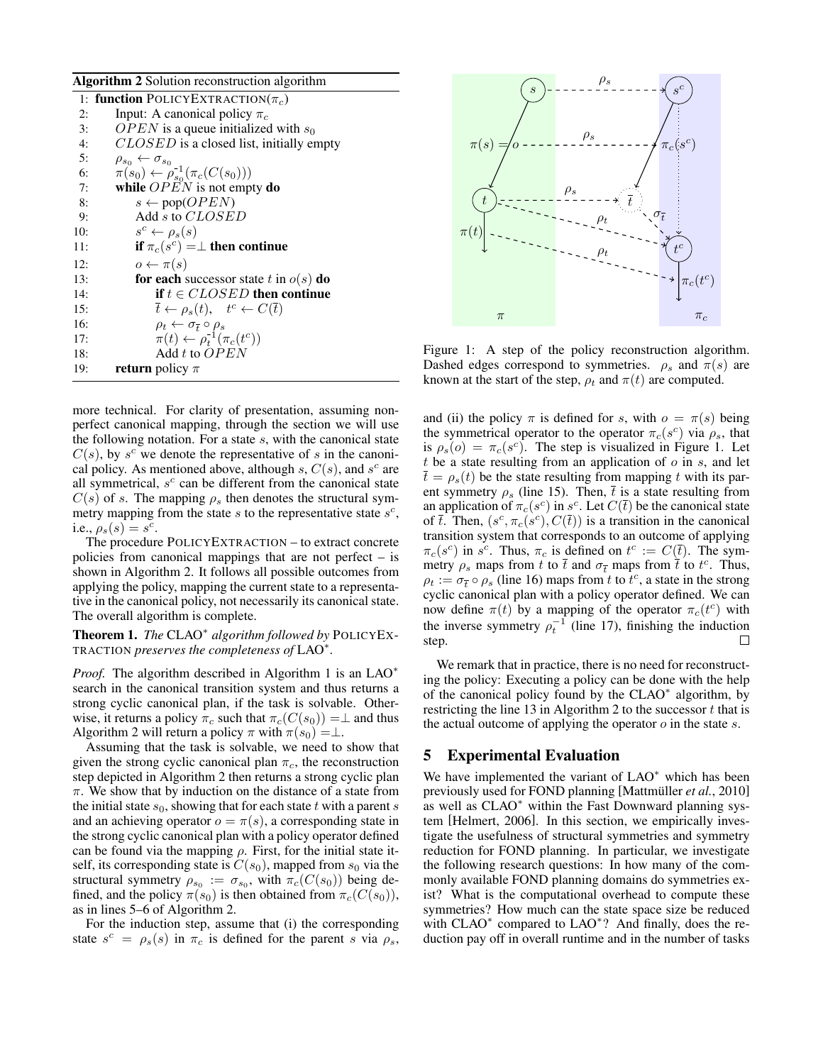**Algorithm 2** Solution reconstruction algorithm

```
1:  function PolicyExtraction(π_c)
2:      Input: A canonical policy π_c
3:      OPEN is a queue initialized with s_0
4:      CLOSED is a closed list, initially empty
5:      ρ_{s_0} ← σ_{s_0}
6:      π(s_0) ← ρ_{s_0}^{-1}(π_c(C(s_0)))
7:      while OPEN is not empty do
8:          s ← pop(OPEN)
9:          Add s to CLOSED
10:         s^c ← ρ_s(s)
11:         if π_c(s^c) = ⊥ then continue
12:         o ← π(s)
13:         for each successor state t in o(s) do
14:             if t ∈ CLOSED then continue
15:             t̄ ← ρ_s(t),   t^c ← C(t̄)
16:             ρ_t ← σ_t̄ ∘ ρ_s
17:             π(t) ← ρ_t^{-1}(π_c(t^c))
18:             Add t to OPEN
19:     return policy π
```

more technical. For clarity of presentation, assuming non-perfect canonical mapping, through the section we will use the following notation. For a state $s$, with the canonical state $C(s)$, by $s^c$ we denote the representative of $s$ in the canonical policy. As mentioned above, although $s$, $C(s)$, and $s^c$ are all symmetrical, $s^c$ can be different from the canonical state $C(s)$ of $s$. The mapping $\rho_s$ then denotes the structural symmetry mapping from the state $s$ to the representative state $s^c$, i.e., $\rho_s(s) = s^c$.

The procedure PolicyExtraction – to extract concrete policies from canonical mappings that are not perfect – is shown in Algorithm 2. It follows all possible outcomes from applying the policy, mapping the current state to a representative in the canonical policy, not necessarily its canonical state. The overall algorithm is complete.

**Theorem 1.** *The* CLAO$^*$ *algorithm followed by* PolicyExtraction *preserves the completeness of* LAO$^*$.

*Proof.* The algorithm described in Algorithm 1 is an LAO$^*$ search in the canonical transition system and thus returns a strong cyclic canonical plan, if the task is solvable. Otherwise, it returns a policy $\pi_c$ such that $\pi_c(C(s_0)) = \perp$ and thus Algorithm 2 will return a policy $\pi$ with $\pi(s_0) = \perp$.

Assuming that the task is solvable, we need to show that given the strong cyclic canonical plan $\pi_c$, the reconstruction step depicted in Algorithm 2 then returns a strong cyclic plan $\pi$. We show that by induction on the distance of a state from the initial state $s_0$, showing that for each state $t$ with a parent $s$ and an achieving operator $o = \pi(s)$, a corresponding state in the strong cyclic canonical plan with a policy operator defined can be found via the mapping $\rho$. First, for the initial state itself, its corresponding state is $C(s_0)$, mapped from $s_0$ via the structural symmetry $\rho_{s_0} := \sigma_{s_0}$, with $\pi_c(C(s_0))$ being defined, and the policy $\pi(s_0)$ is then obtained from $\pi_c(C(s_0))$, as in lines 5–6 of Algorithm 2.

For the induction step, assume that (i) the corresponding state $s^c = \rho_s(s)$ in $\pi_c$ is defined for the parent $s$ via $\rho_s$, and (ii) the policy $\pi$ is defined for $s$, with $o = \pi(s)$ being the symmetrical operator to the operator $\pi_c(s^c)$ via $\rho_s$, that is $\rho_s(o) = \pi_c(s^c)$. The step is visualized in Figure 1. Let $t$ be a state resulting from an application of $o$ in $s$, and let $\bar{t} = \rho_s(t)$ be the state resulting from mapping $t$ with its parent symmetry $\rho_s$ (line 15). Then, $\bar{t}$ is a state resulting from an application of $\pi_c(s^c)$ in $s^c$. Let $C(\bar{t})$ be the canonical state of $\bar{t}$. Then, $(s^c, \pi_c(s^c), C(\bar{t}))$ is a transition in the canonical transition system that corresponds to an outcome of applying $\pi_c(s^c)$ in $s^c$. Thus, $\pi_c$ is defined on $t^c := C(\bar{t})$. The symmetry $\rho_s$ maps from $t$ to $\bar{t}$ and $\sigma_{\bar{t}}$ maps from $\bar{t}$ to $t^c$. Thus, $\rho_t := \sigma_{\bar{t}} \circ \rho_s$ (line 16) maps from $t$ to $t^c$, a state in the strong cyclic canonical plan with a policy operator defined. We can now define $\pi(t)$ by a mapping of the operator $\pi_c(t^c)$ with the inverse symmetry $\rho_t^{-1}$ (line 17), finishing the induction step. □

Figure 1: A step of the policy reconstruction algorithm. Dashed edges correspond to symmetries. $\rho_s$ and $\pi(s)$ are known at the start of the step, $\rho_t$ and $\pi(t)$ are computed.

We remark that in practice, there is no need for reconstructing the policy: Executing a policy can be done with the help of the canonical policy found by the CLAO$^*$ algorithm, by restricting the line 13 in Algorithm 2 to the successor $t$ that is the actual outcome of applying the operator $o$ in the state $s$.

## 5 Experimental Evaluation

We have implemented the variant of LAO$^*$ which has been previously used for FOND planning [Mattmüller *et al.*, 2010] as well as CLAO$^*$ within the Fast Downward planning system [Helmert, 2006]. In this section, we empirically investigate the usefulness of structural symmetries and symmetry reduction for FOND planning. In particular, we investigate the following research questions: In how many of the commonly available FOND planning domains do symmetries exist? What is the computational overhead to compute these symmetries? How much can the state space size be reduced with CLAO$^*$ compared to LAO$^*$? And finally, does the reduction pay off in overall runtime and in the number of tasks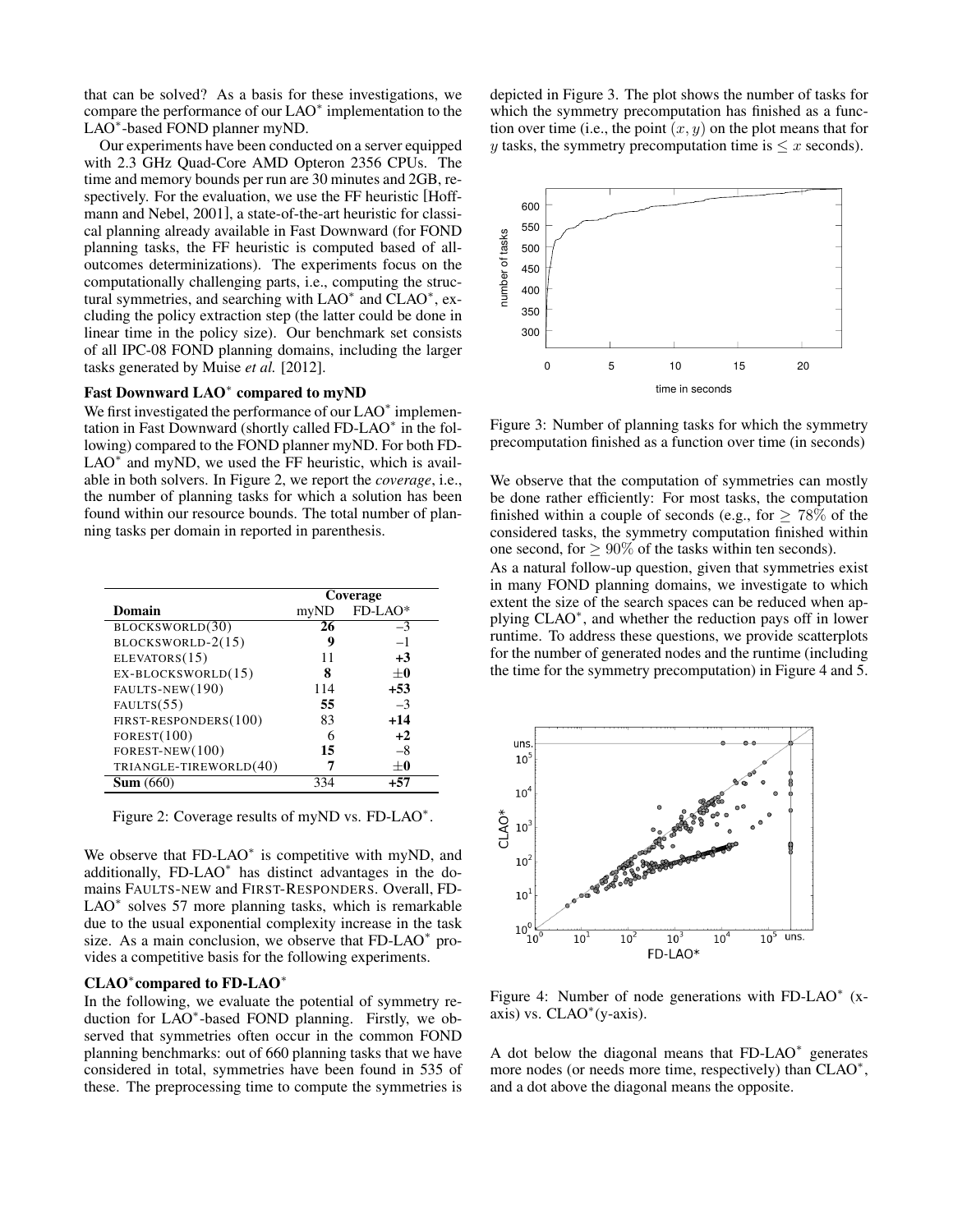that can be solved? As a basis for these investigations, we compare the performance of our LAO* implementation to the LAO*-based FOND planner myND.

Our experiments have been conducted on a server equipped with 2.3 GHz Quad-Core AMD Opteron 2356 CPUs. The time and memory bounds per run are 30 minutes and 2GB, respectively. For the evaluation, we use the FF heuristic [Hoffmann and Nebel, 2001], a state-of-the-art heuristic for classical planning already available in Fast Downward (for FOND planning tasks, the FF heuristic is computed based of all-outcomes determinizations). The experiments focus on the computationally challenging parts, i.e., computing the structural symmetries, and searching with LAO* and CLAO*, excluding the policy extraction step (the latter could be done in linear time in the policy size). Our benchmark set consists of all IPC-08 FOND planning domains, including the larger tasks generated by Muise *et al.* [2012].

### Fast Downward LAO* compared to myND

We first investigated the performance of our LAO* implementation in Fast Downward (shortly called FD-LAO* in the following) compared to the FOND planner myND. For both FD-LAO* and myND, we used the FF heuristic, which is available in both solvers. In Figure 2, we report the *coverage*, i.e., the number of planning tasks for which a solution has been found within our resource bounds. The total number of planning tasks per domain in reported in parenthesis.

| | Coverage | |
|---|---|---|
| **Domain** | myND | FD-LAO* |
| BLOCKSWORLD(30) | **26** | −3 |
| BLOCKSWORLD-2(15) | **9** | −1 |
| ELEVATORS(15) | 11 | **+3** |
| EX-BLOCKSWORLD(15) | **8** | **±0** |
| FAULTS-NEW(190) | 114 | **+53** |
| FAULTS(55) | **55** | −3 |
| FIRST-RESPONDERS(100) | 83 | **+14** |
| FOREST(100) | 6 | **+2** |
| FOREST-NEW(100) | **15** | −8 |
| TRIANGLE-TIREWORLD(40) | **7** | **±0** |
| **Sum** (660) | 334 | **+57** |

Figure 2: Coverage results of myND vs. FD-LAO*.

We observe that FD-LAO* is competitive with myND, and additionally, FD-LAO* has distinct advantages in the domains FAULTS-NEW and FIRST-RESPONDERS. Overall, FD-LAO* solves 57 more planning tasks, which is remarkable due to the usual exponential complexity increase in the task size. As a main conclusion, we observe that FD-LAO* provides a competitive basis for the following experiments.

### CLAO* compared to FD-LAO*

In the following, we evaluate the potential of symmetry reduction for LAO*-based FOND planning. Firstly, we observed that symmetries often occur in the common FOND planning benchmarks: out of 660 planning tasks that we have considered in total, symmetries have been found in 535 of these. The preprocessing time to compute the symmetries is depicted in Figure 3. The plot shows the number of tasks for which the symmetry precomputation has finished as a function over time (i.e., the point $(x, y)$ on the plot means that for $y$ tasks, the symmetry precomputation time is $\leq x$ seconds).

Figure 3: Number of planning tasks for which the symmetry precomputation finished as a function over time (in seconds)

We observe that the computation of symmetries can mostly be done rather efficiently: For most tasks, the computation finished within a couple of seconds (e.g., for $\geq 78\%$ of the considered tasks, the symmetry computation finished within one second, for $\geq 90\%$ of the tasks within ten seconds).

As a natural follow-up question, given that symmetries exist in many FOND planning domains, we investigate to which extent the size of the search spaces can be reduced when applying CLAO*, and whether the reduction pays off in lower runtime. To address these questions, we provide scatterplots for the number of generated nodes and the runtime (including the time for the symmetry precomputation) in Figure 4 and 5.

Figure 4: Number of node generations with FD-LAO* (x-axis) vs. CLAO*(y-axis).

A dot below the diagonal means that FD-LAO* generates more nodes (or needs more time, respectively) than CLAO*, and a dot above the diagonal means the opposite.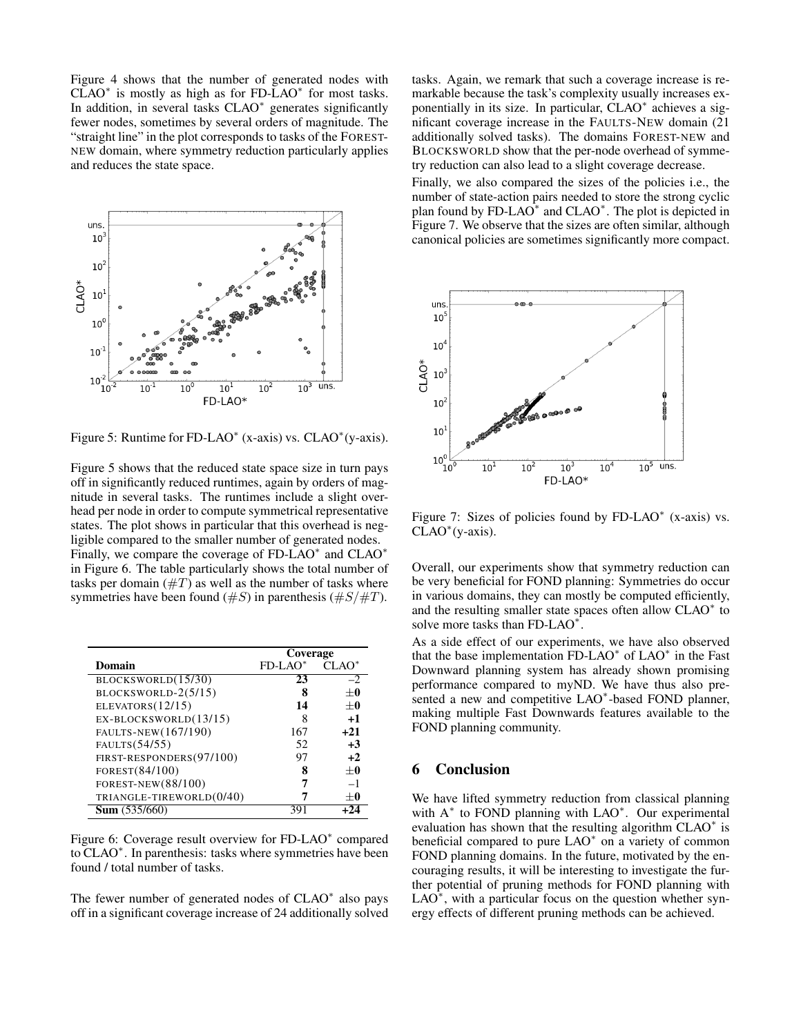Figure 4 shows that the number of generated nodes with CLAO* is mostly as high as for FD-LAO* for most tasks. In addition, in several tasks CLAO* generates significantly fewer nodes, sometimes by several orders of magnitude. The "straight line" in the plot corresponds to tasks of the FOREST-NEW domain, where symmetry reduction particularly applies and reduces the state space.

Figure 5: Runtime for FD-LAO* (x-axis) vs. CLAO*(y-axis).

Figure 5 shows that the reduced state space size in turn pays off in significantly reduced runtimes, again by orders of magnitude in several tasks. The runtimes include a slight overhead per node in order to compute symmetrical representative states. The plot shows in particular that this overhead is negligible compared to the smaller number of generated nodes.

Finally, we compare the coverage of FD-LAO* and CLAO* in Figure 6. The table particularly shows the total number of tasks per domain ($\#T$) as well as the number of tasks where symmetries have been found ($\#S$) in parenthesis ($\#S/\#T$).

| Domain | Coverage FD-LAO* | CLAO* |
|---|---|---|
| BLOCKSWORLD(15/30) | **23** | −2 |
| BLOCKSWORLD-2(5/15) | **8** | **±0** |
| ELEVATORS(12/15) | **14** | **±0** |
| EX-BLOCKSWORLD(13/15) | 8 | **+1** |
| FAULTS-NEW(167/190) | 167 | **+21** |
| FAULTS(54/55) | 52 | **+3** |
| FIRST-RESPONDERS(97/100) | 97 | **+2** |
| FOREST(84/100) | **8** | **±0** |
| FOREST-NEW(88/100) | **7** | −1 |
| TRIANGLE-TIREWORLD(0/40) | **7** | **±0** |
| **Sum** (535/660) | 391 | **+24** |

Figure 6: Coverage result overview for FD-LAO* compared to CLAO*. In parenthesis: tasks where symmetries have been found / total number of tasks.

The fewer number of generated nodes of CLAO* also pays off in a significant coverage increase of 24 additionally solved tasks. Again, we remark that such a coverage increase is remarkable because the task's complexity usually increases exponentially in its size. In particular, CLAO* achieves a significant coverage increase in the FAULTS-NEW domain (21 additionally solved tasks). The domains FOREST-NEW and BLOCKSWORLD show that the per-node overhead of symmetry reduction can also lead to a slight coverage decrease.

Finally, we also compared the sizes of the policies i.e., the number of state-action pairs needed to store the strong cyclic plan found by FD-LAO* and CLAO*. The plot is depicted in Figure 7. We observe that the sizes are often similar, although canonical policies are sometimes significantly more compact.

Figure 7: Sizes of policies found by FD-LAO* (x-axis) vs. CLAO*(y-axis).

Overall, our experiments show that symmetry reduction can be very beneficial for FOND planning: Symmetries do occur in various domains, they can mostly be computed efficiently, and the resulting smaller state spaces often allow CLAO* to solve more tasks than FD-LAO*.

As a side effect of our experiments, we have also observed that the base implementation FD-LAO* of LAO* in the Fast Downward planning system has already shown promising performance compared to myND. We have thus also presented a new and competitive LAO*-based FOND planner, making multiple Fast Downwards features available to the FOND planning community.

## 6 Conclusion

We have lifted symmetry reduction from classical planning with A* to FOND planning with LAO*. Our experimental evaluation has shown that the resulting algorithm CLAO* is beneficial compared to pure LAO* on a variety of common FOND planning domains. In the future, motivated by the encouraging results, it will be interesting to investigate the further potential of pruning methods for FOND planning with LAO*, with a particular focus on the question whether synergy effects of different pruning methods can be achieved.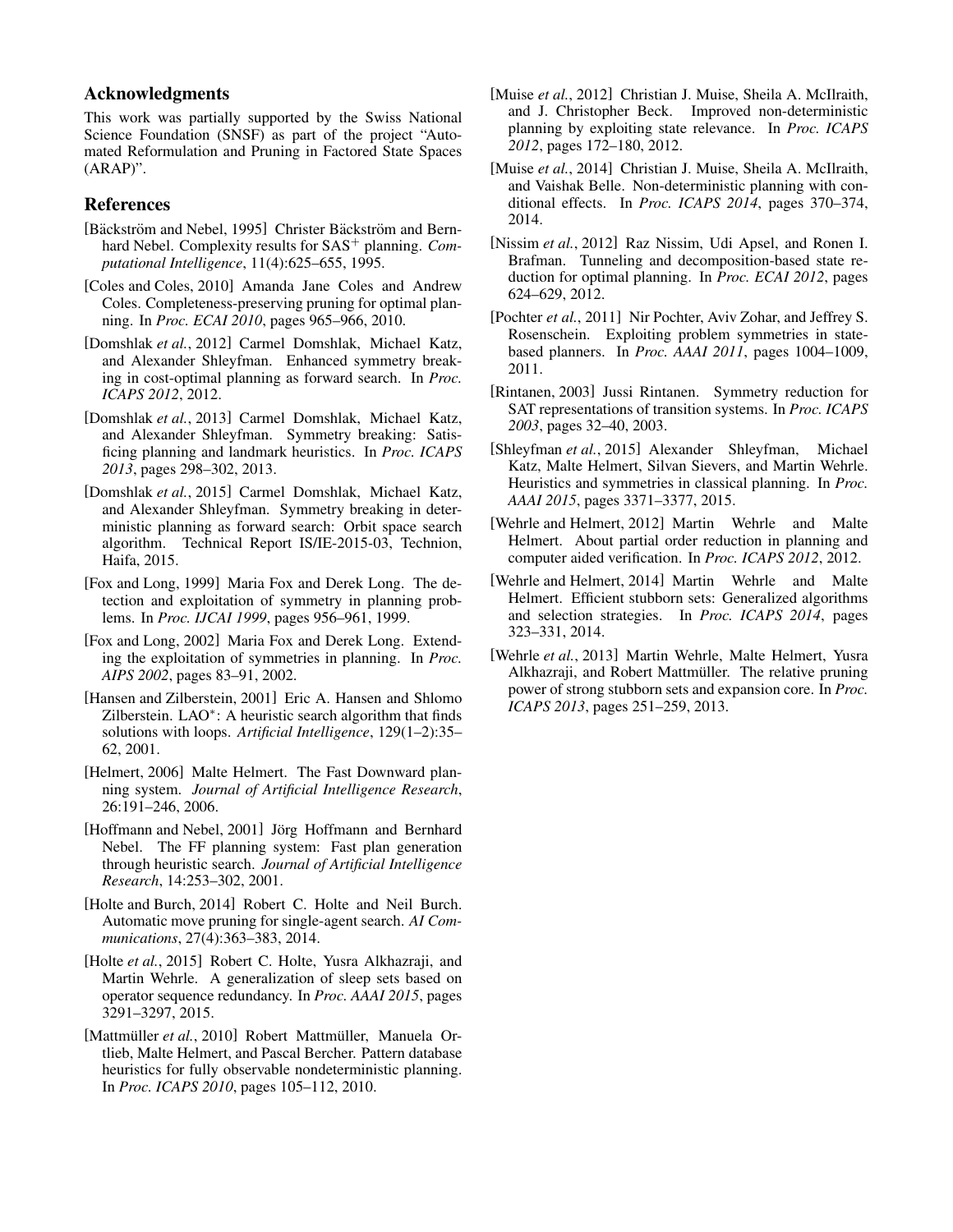## Acknowledgments

This work was partially supported by the Swiss National Science Foundation (SNSF) as part of the project "Automated Reformulation and Pruning in Factored State Spaces (ARAP)".

## References

[Bäckström and Nebel, 1995] Christer Bäckström and Bernhard Nebel. Complexity results for SAS$^+$ planning. *Computational Intelligence*, 11(4):625–655, 1995.

[Coles and Coles, 2010] Amanda Jane Coles and Andrew Coles. Completeness-preserving pruning for optimal planning. In *Proc. ECAI 2010*, pages 965–966, 2010.

[Domshlak *et al.*, 2012] Carmel Domshlak, Michael Katz, and Alexander Shleyfman. Enhanced symmetry breaking in cost-optimal planning as forward search. In *Proc. ICAPS 2012*, 2012.

[Domshlak *et al.*, 2013] Carmel Domshlak, Michael Katz, and Alexander Shleyfman. Symmetry breaking: Satisficing planning and landmark heuristics. In *Proc. ICAPS 2013*, pages 298–302, 2013.

[Domshlak *et al.*, 2015] Carmel Domshlak, Michael Katz, and Alexander Shleyfman. Symmetry breaking in deterministic planning as forward search: Orbit space search algorithm. Technical Report IS/IE-2015-03, Technion, Haifa, 2015.

[Fox and Long, 1999] Maria Fox and Derek Long. The detection and exploitation of symmetry in planning problems. In *Proc. IJCAI 1999*, pages 956–961, 1999.

[Fox and Long, 2002] Maria Fox and Derek Long. Extending the exploitation of symmetries in planning. In *Proc. AIPS 2002*, pages 83–91, 2002.

[Hansen and Zilberstein, 2001] Eric A. Hansen and Shlomo Zilberstein. LAO$^*$: A heuristic search algorithm that finds solutions with loops. *Artificial Intelligence*, 129(1–2):35–62, 2001.

[Helmert, 2006] Malte Helmert. The Fast Downward planning system. *Journal of Artificial Intelligence Research*, 26:191–246, 2006.

[Hoffmann and Nebel, 2001] Jörg Hoffmann and Bernhard Nebel. The FF planning system: Fast plan generation through heuristic search. *Journal of Artificial Intelligence Research*, 14:253–302, 2001.

[Holte and Burch, 2014] Robert C. Holte and Neil Burch. Automatic move pruning for single-agent search. *AI Communications*, 27(4):363–383, 2014.

[Holte *et al.*, 2015] Robert C. Holte, Yusra Alkhazraji, and Martin Wehrle. A generalization of sleep sets based on operator sequence redundancy. In *Proc. AAAI 2015*, pages 3291–3297, 2015.

[Mattmüller *et al.*, 2010] Robert Mattmüller, Manuela Ortlieb, Malte Helmert, and Pascal Bercher. Pattern database heuristics for fully observable nondeterministic planning. In *Proc. ICAPS 2010*, pages 105–112, 2010.

[Muise *et al.*, 2012] Christian J. Muise, Sheila A. McIlraith, and J. Christopher Beck. Improved non-deterministic planning by exploiting state relevance. In *Proc. ICAPS 2012*, pages 172–180, 2012.

[Muise *et al.*, 2014] Christian J. Muise, Sheila A. McIlraith, and Vaishak Belle. Non-deterministic planning with conditional effects. In *Proc. ICAPS 2014*, pages 370–374, 2014.

[Nissim *et al.*, 2012] Raz Nissim, Udi Apsel, and Ronen I. Brafman. Tunneling and decomposition-based state reduction for optimal planning. In *Proc. ECAI 2012*, pages 624–629, 2012.

[Pochter *et al.*, 2011] Nir Pochter, Aviv Zohar, and Jeffrey S. Rosenschein. Exploiting problem symmetries in state-based planners. In *Proc. AAAI 2011*, pages 1004–1009, 2011.

[Rintanen, 2003] Jussi Rintanen. Symmetry reduction for SAT representations of transition systems. In *Proc. ICAPS 2003*, pages 32–40, 2003.

[Shleyfman *et al.*, 2015] Alexander Shleyfman, Michael Katz, Malte Helmert, Silvan Sievers, and Martin Wehrle. Heuristics and symmetries in classical planning. In *Proc. AAAI 2015*, pages 3371–3377, 2015.

[Wehrle and Helmert, 2012] Martin Wehrle and Malte Helmert. About partial order reduction in planning and computer aided verification. In *Proc. ICAPS 2012*, 2012.

[Wehrle and Helmert, 2014] Martin Wehrle and Malte Helmert. Efficient stubborn sets: Generalized algorithms and selection strategies. In *Proc. ICAPS 2014*, pages 323–331, 2014.

[Wehrle *et al.*, 2013] Martin Wehrle, Malte Helmert, Yusra Alkhazraji, and Robert Mattmüller. The relative pruning power of strong stubborn sets and expansion core. In *Proc. ICAPS 2013*, pages 251–259, 2013.